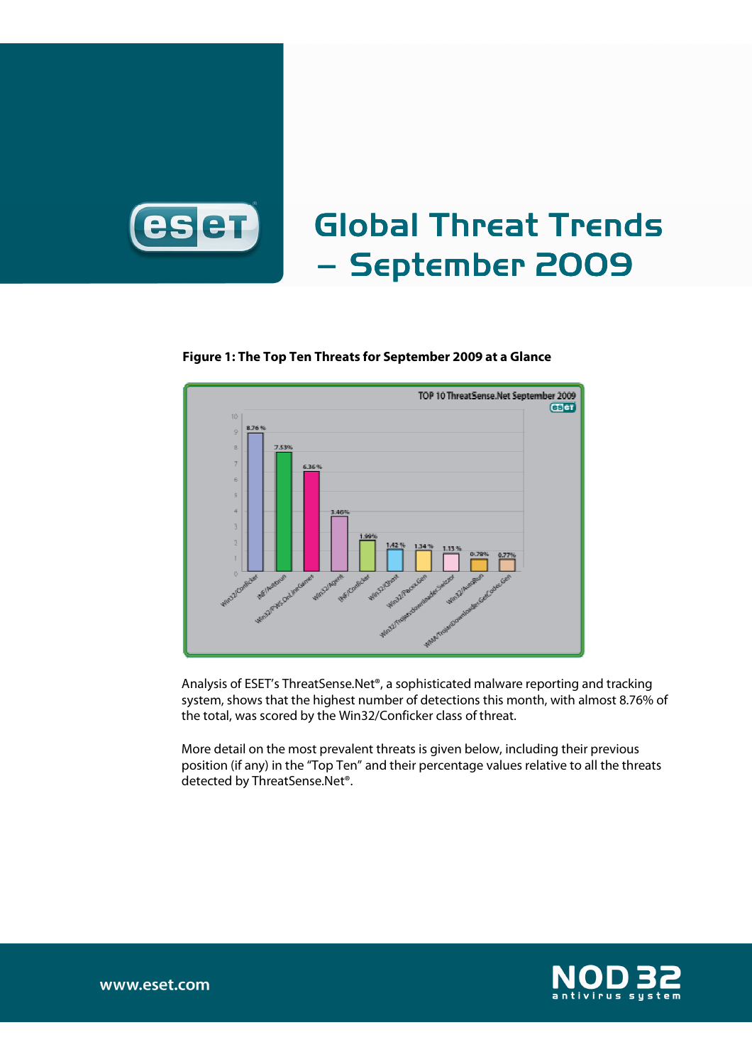# Global Threat Trends – September 2009

**Figure 1: The Top Ten Threats for September 2009 at a Glance**

Analysis of ESET's ThreatSense.Net®, a sophisticated malware reporting and tracking system, shows that the highest number of detections this month, with almost 8.76% of the total, was scored by the Win32/Conficker class of threat.

More detail on the most prevalent threats is given below, including their previous position (if any) in the "Top Ten" and their percentage values relative to all the threats detected by ThreatSense.Net®.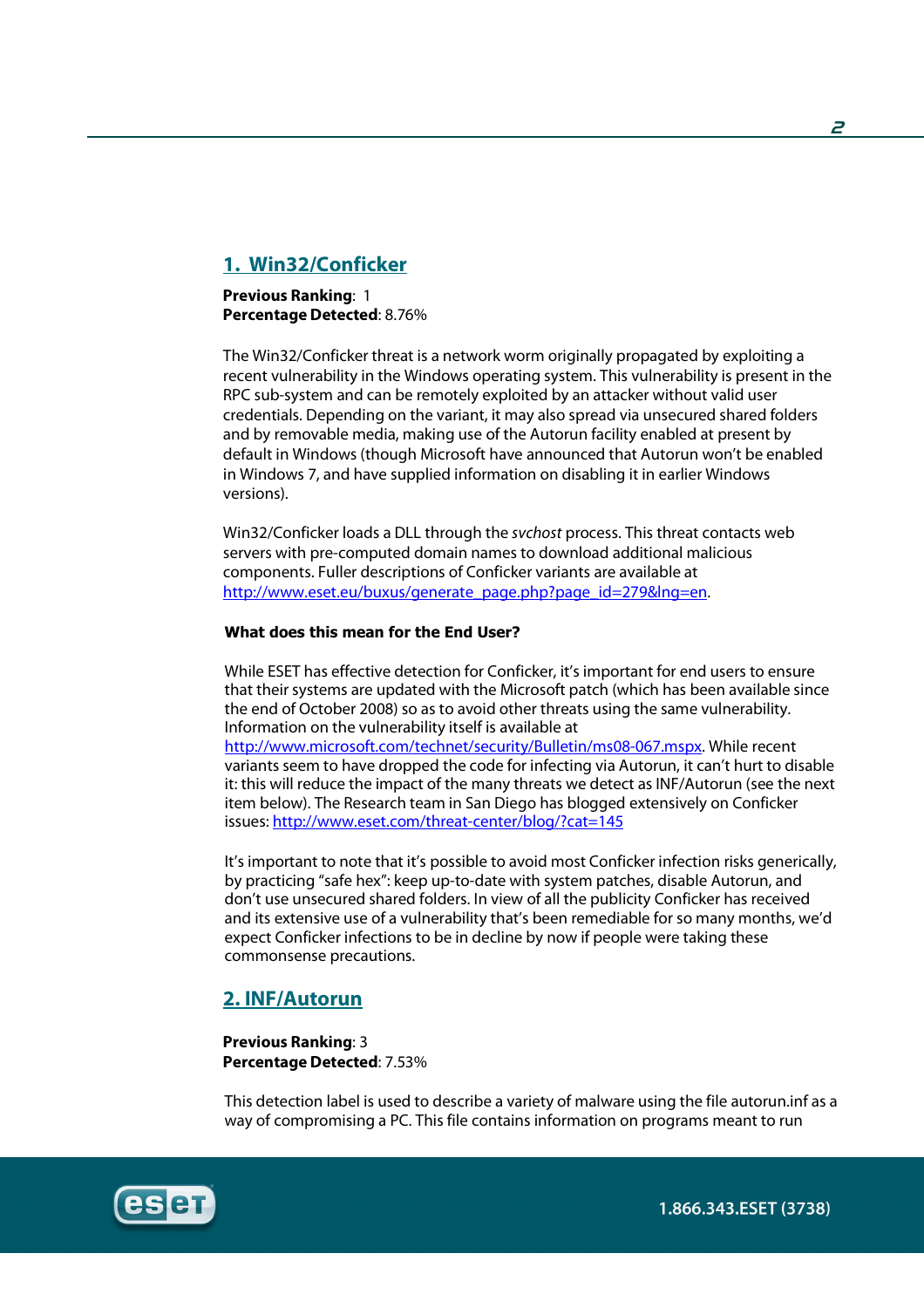## 1. Win32/Conficker

**Previous Ranking**: 1
**Percentage Detected**: 8.76%

The Win32/Conficker threat is a network worm originally propagated by exploiting a recent vulnerability in the Windows operating system. This vulnerability is present in the RPC sub-system and can be remotely exploited by an attacker without valid user credentials. Depending on the variant, it may also spread via unsecured shared folders and by removable media, making use of the Autorun facility enabled at present by default in Windows (though Microsoft have announced that Autorun won't be enabled in Windows 7, and have supplied information on disabling it in earlier Windows versions).

Win32/Conficker loads a DLL through the *svchost* process. This threat contacts web servers with pre-computed domain names to download additional malicious components. Fuller descriptions of Conficker variants are available at http://www.eset.eu/buxus/generate_page.php?page_id=279&lng=en.

**What does this mean for the End User?**

While ESET has effective detection for Conficker, it's important for end users to ensure that their systems are updated with the Microsoft patch (which has been available since the end of October 2008) so as to avoid other threats using the same vulnerability. Information on the vulnerability itself is available at http://www.microsoft.com/technet/security/Bulletin/ms08-067.mspx. While recent variants seem to have dropped the code for infecting via Autorun, it can't hurt to disable it: this will reduce the impact of the many threats we detect as INF/Autorun (see the next item below). The Research team in San Diego has blogged extensively on Conficker issues: http://www.eset.com/threat-center/blog/?cat=145

It's important to note that it's possible to avoid most Conficker infection risks generically, by practicing "safe hex": keep up-to-date with system patches, disable Autorun, and don't use unsecured shared folders. In view of all the publicity Conficker has received and its extensive use of a vulnerability that's been remediable for so many months, we'd expect Conficker infections to be in decline by now if people were taking these commonsense precautions.

## 2. INF/Autorun

**Previous Ranking**: 3
**Percentage Detected**: 7.53%

This detection label is used to describe a variety of malware using the file autorun.inf as a way of compromising a PC. This file contains information on programs meant to run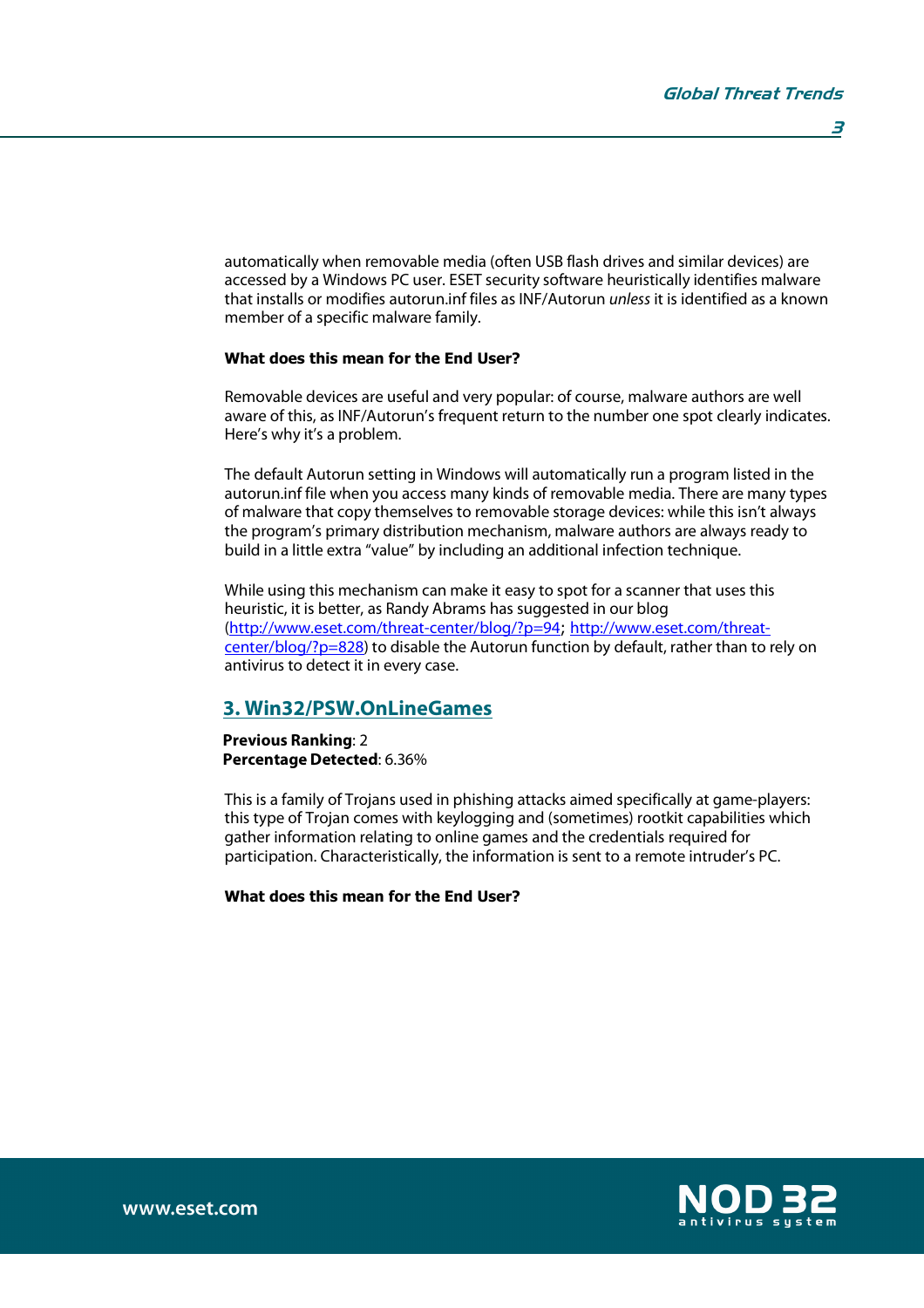automatically when removable media (often USB flash drives and similar devices) are accessed by a Windows PC user. ESET security software heuristically identifies malware that installs or modifies autorun.inf files as INF/Autorun *unless* it is identified as a known member of a specific malware family.

**What does this mean for the End User?**

Removable devices are useful and very popular: of course, malware authors are well aware of this, as INF/Autorun's frequent return to the number one spot clearly indicates. Here's why it's a problem.

The default Autorun setting in Windows will automatically run a program listed in the autorun.inf file when you access many kinds of removable media. There are many types of malware that copy themselves to removable storage devices: while this isn't always the program's primary distribution mechanism, malware authors are always ready to build in a little extra "value" by including an additional infection technique.

While using this mechanism can make it easy to spot for a scanner that uses this heuristic, it is better, as Randy Abrams has suggested in our blog (http://www.eset.com/threat-center/blog/?p=94; http://www.eset.com/threat-center/blog/?p=828) to disable the Autorun function by default, rather than to rely on antivirus to detect it in every case.

## 3. Win32/PSW.OnLineGames

**Previous Ranking**: 2
**Percentage Detected**: 6.36%

This is a family of Trojans used in phishing attacks aimed specifically at game-players: this type of Trojan comes with keylogging and (sometimes) rootkit capabilities which gather information relating to online games and the credentials required for participation. Characteristically, the information is sent to a remote intruder's PC.

**What does this mean for the End User?**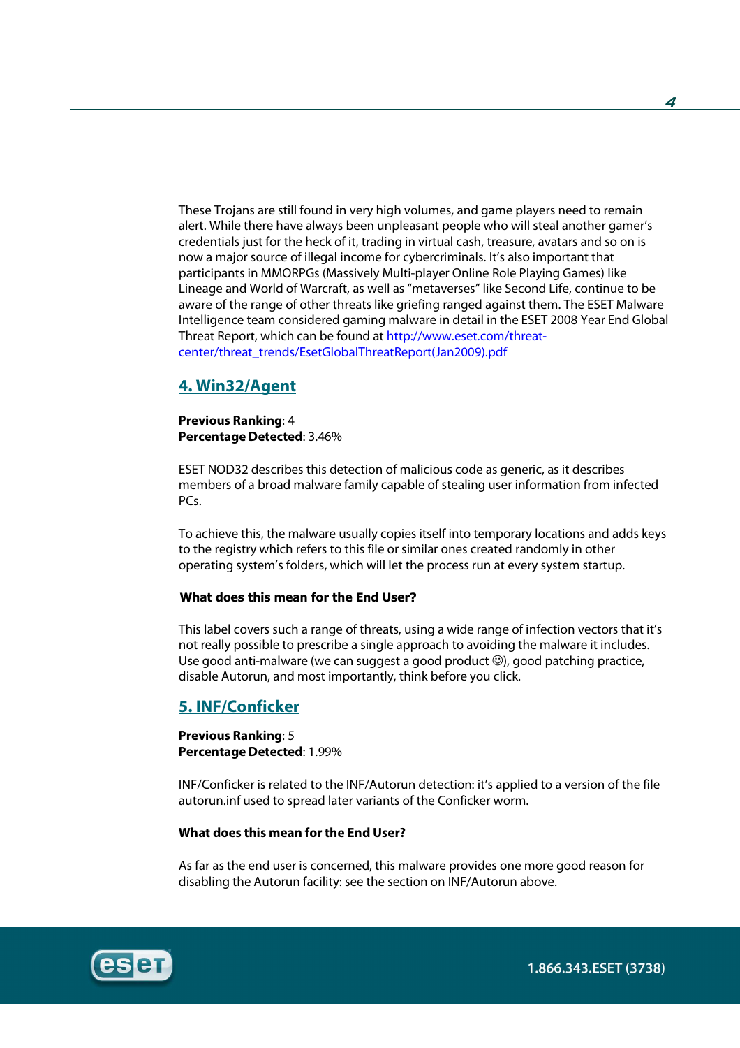These Trojans are still found in very high volumes, and game players need to remain alert. While there have always been unpleasant people who will steal another gamer's credentials just for the heck of it, trading in virtual cash, treasure, avatars and so on is now a major source of illegal income for cybercriminals. It's also important that participants in MMORPGs (Massively Multi-player Online Role Playing Games) like Lineage and World of Warcraft, as well as "metaverses" like Second Life, continue to be aware of the range of other threats like griefing ranged against them. The ESET Malware Intelligence team considered gaming malware in detail in the ESET 2008 Year End Global Threat Report, which can be found at [http://www.eset.com/threat-center/threat_trends/EsetGlobalThreatReport(Jan2009).pdf](http://www.eset.com/threat-center/threat_trends/EsetGlobalThreatReport(Jan2009).pdf)

## 4. Win32/Agent

**Previous Ranking**: 4
**Percentage Detected**: 3.46%

ESET NOD32 describes this detection of malicious code as generic, as it describes members of a broad malware family capable of stealing user information from infected PCs.

To achieve this, the malware usually copies itself into temporary locations and adds keys to the registry which refers to this file or similar ones created randomly in other operating system's folders, which will let the process run at every system startup.

**What does this mean for the End User?**

This label covers such a range of threats, using a wide range of infection vectors that it's not really possible to prescribe a single approach to avoiding the malware it includes. Use good anti-malware (we can suggest a good product ☺), good patching practice, disable Autorun, and most importantly, think before you click.

## 5. INF/Conficker

**Previous Ranking**: 5
**Percentage Detected**: 1.99%

INF/Conficker is related to the INF/Autorun detection: it's applied to a version of the file autorun.inf used to spread later variants of the Conficker worm.

**What does this mean for the End User?**

As far as the end user is concerned, this malware provides one more good reason for disabling the Autorun facility: see the section on INF/Autorun above.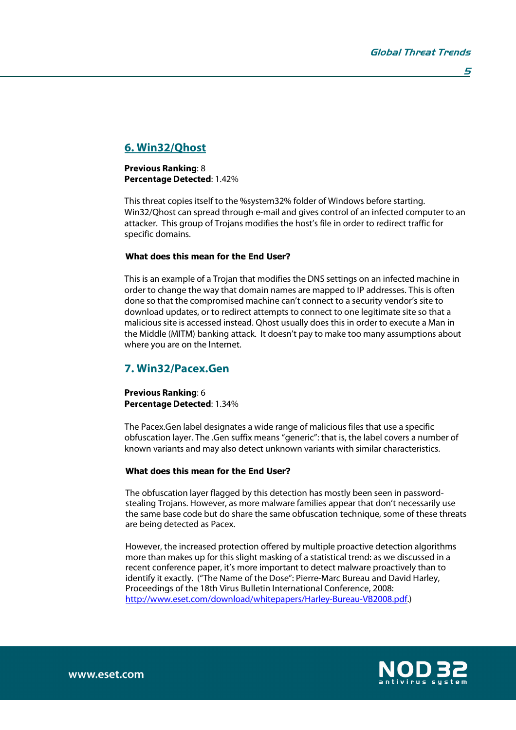## 6. Win32/Qhost

**Previous Ranking**: 8
**Percentage Detected**: 1.42%

This threat copies itself to the %system32% folder of Windows before starting. Win32/Qhost can spread through e-mail and gives control of an infected computer to an attacker. This group of Trojans modifies the host's file in order to redirect traffic for specific domains.

**What does this mean for the End User?**

This is an example of a Trojan that modifies the DNS settings on an infected machine in order to change the way that domain names are mapped to IP addresses. This is often done so that the compromised machine can't connect to a security vendor's site to download updates, or to redirect attempts to connect to one legitimate site so that a malicious site is accessed instead. Qhost usually does this in order to execute a Man in the Middle (MITM) banking attack. It doesn't pay to make too many assumptions about where you are on the Internet.

## 7. Win32/Pacex.Gen

**Previous Ranking**: 6
**Percentage Detected**: 1.34%

The Pacex.Gen label designates a wide range of malicious files that use a specific obfuscation layer. The .Gen suffix means "generic": that is, the label covers a number of known variants and may also detect unknown variants with similar characteristics.

**What does this mean for the End User?**

The obfuscation layer flagged by this detection has mostly been seen in password-stealing Trojans. However, as more malware families appear that don't necessarily use the same base code but do share the same obfuscation technique, some of these threats are being detected as Pacex.

However, the increased protection offered by multiple proactive detection algorithms more than makes up for this slight masking of a statistical trend: as we discussed in a recent conference paper, it's more important to detect malware proactively than to identify it exactly. ("The Name of the Dose": Pierre-Marc Bureau and David Harley, Proceedings of the 18th Virus Bulletin International Conference, 2008: http://www.eset.com/download/whitepapers/Harley-Bureau-VB2008.pdf.)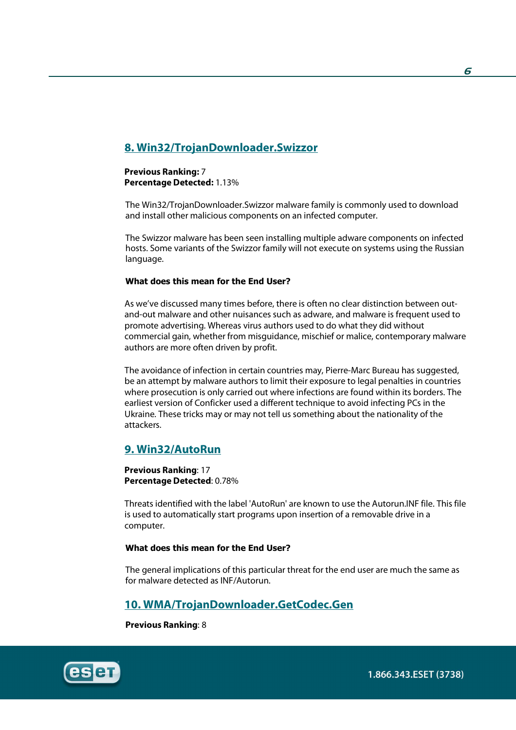## 8. Win32/TrojanDownloader.Swizzor

**Previous Ranking:** 7
**Percentage Detected:** 1.13%

The Win32/TrojanDownloader.Swizzor malware family is commonly used to download and install other malicious components on an infected computer.

The Swizzor malware has been seen installing multiple adware components on infected hosts. Some variants of the Swizzor family will not execute on systems using the Russian language.

**What does this mean for the End User?**

As we've discussed many times before, there is often no clear distinction between out-and-out malware and other nuisances such as adware, and malware is frequent used to promote advertising. Whereas virus authors used to do what they did without commercial gain, whether from misguidance, mischief or malice, contemporary malware authors are more often driven by profit.

The avoidance of infection in certain countries may, Pierre-Marc Bureau has suggested, be an attempt by malware authors to limit their exposure to legal penalties in countries where prosecution is only carried out where infections are found within its borders. The earliest version of Conficker used a different technique to avoid infecting PCs in the Ukraine. These tricks may or may not tell us something about the nationality of the attackers.

## 9. Win32/AutoRun

**Previous Ranking**: 17
**Percentage Detected**: 0.78%

Threats identified with the label 'AutoRun' are known to use the Autorun.INF file. This file is used to automatically start programs upon insertion of a removable drive in a computer.

**What does this mean for the End User?**

The general implications of this particular threat for the end user are much the same as for malware detected as INF/Autorun.

## 10. WMA/TrojanDownloader.GetCodec.Gen

**Previous Ranking**: 8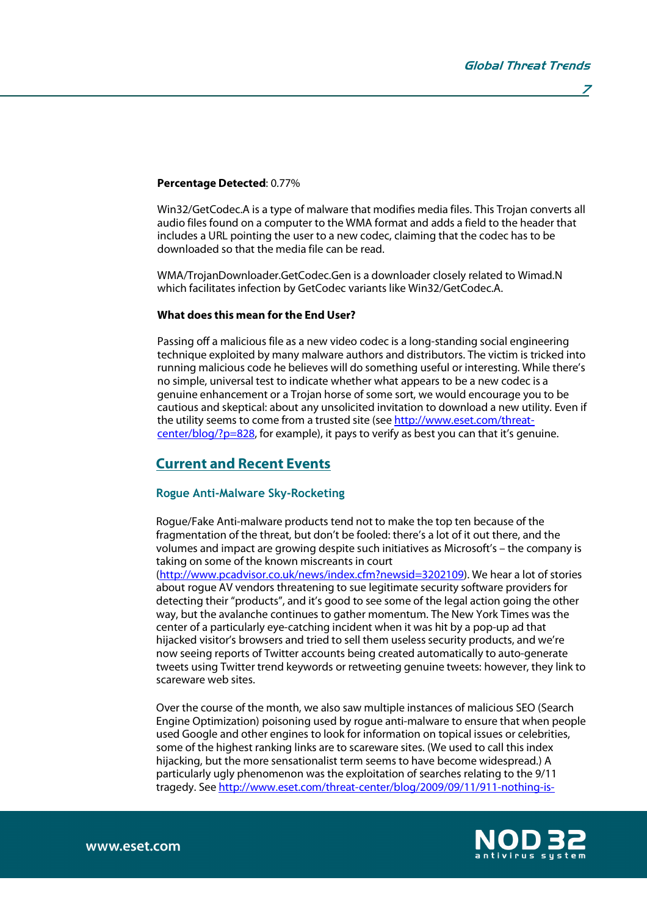**Percentage Detected**: 0.77%

Win32/GetCodec.A is a type of malware that modifies media files. This Trojan converts all audio files found on a computer to the WMA format and adds a field to the header that includes a URL pointing the user to a new codec, claiming that the codec has to be downloaded so that the media file can be read.

WMA/TrojanDownloader.GetCodec.Gen is a downloader closely related to Wimad.N which facilitates infection by GetCodec variants like Win32/GetCodec.A.

**What does this mean for the End User?**

Passing off a malicious file as a new video codec is a long-standing social engineering technique exploited by many malware authors and distributors. The victim is tricked into running malicious code he believes will do something useful or interesting. While there's no simple, universal test to indicate whether what appears to be a new codec is a genuine enhancement or a Trojan horse of some sort, we would encourage you to be cautious and skeptical: about any unsolicited invitation to download a new utility. Even if the utility seems to come from a trusted site (see http://www.eset.com/threat-center/blog/?p=828, for example), it pays to verify as best you can that it's genuine.

## Current and Recent Events

### Rogue Anti-Malware Sky-Rocketing

Rogue/Fake Anti-malware products tend not to make the top ten because of the fragmentation of the threat, but don't be fooled: there's a lot of it out there, and the volumes and impact are growing despite such initiatives as Microsoft's – the company is taking on some of the known miscreants in court (http://www.pcadvisor.co.uk/news/index.cfm?newsid=3202109). We hear a lot of stories about rogue AV vendors threatening to sue legitimate security software providers for detecting their "products", and it's good to see some of the legal action going the other way, but the avalanche continues to gather momentum. The New York Times was the center of a particularly eye-catching incident when it was hit by a pop-up ad that hijacked visitor's browsers and tried to sell them useless security products, and we're now seeing reports of Twitter accounts being created automatically to auto-generate tweets using Twitter trend keywords or retweeting genuine tweets: however, they link to scareware web sites.

Over the course of the month, we also saw multiple instances of malicious SEO (Search Engine Optimization) poisoning used by rogue anti-malware to ensure that when people used Google and other engines to look for information on topical issues or celebrities, some of the highest ranking links are to scareware sites. (We used to call this index hijacking, but the more sensationalist term seems to have become widespread.) A particularly ugly phenomenon was the exploitation of searches relating to the 9/11 tragedy. See http://www.eset.com/threat-center/blog/2009/09/11/911-nothing-is-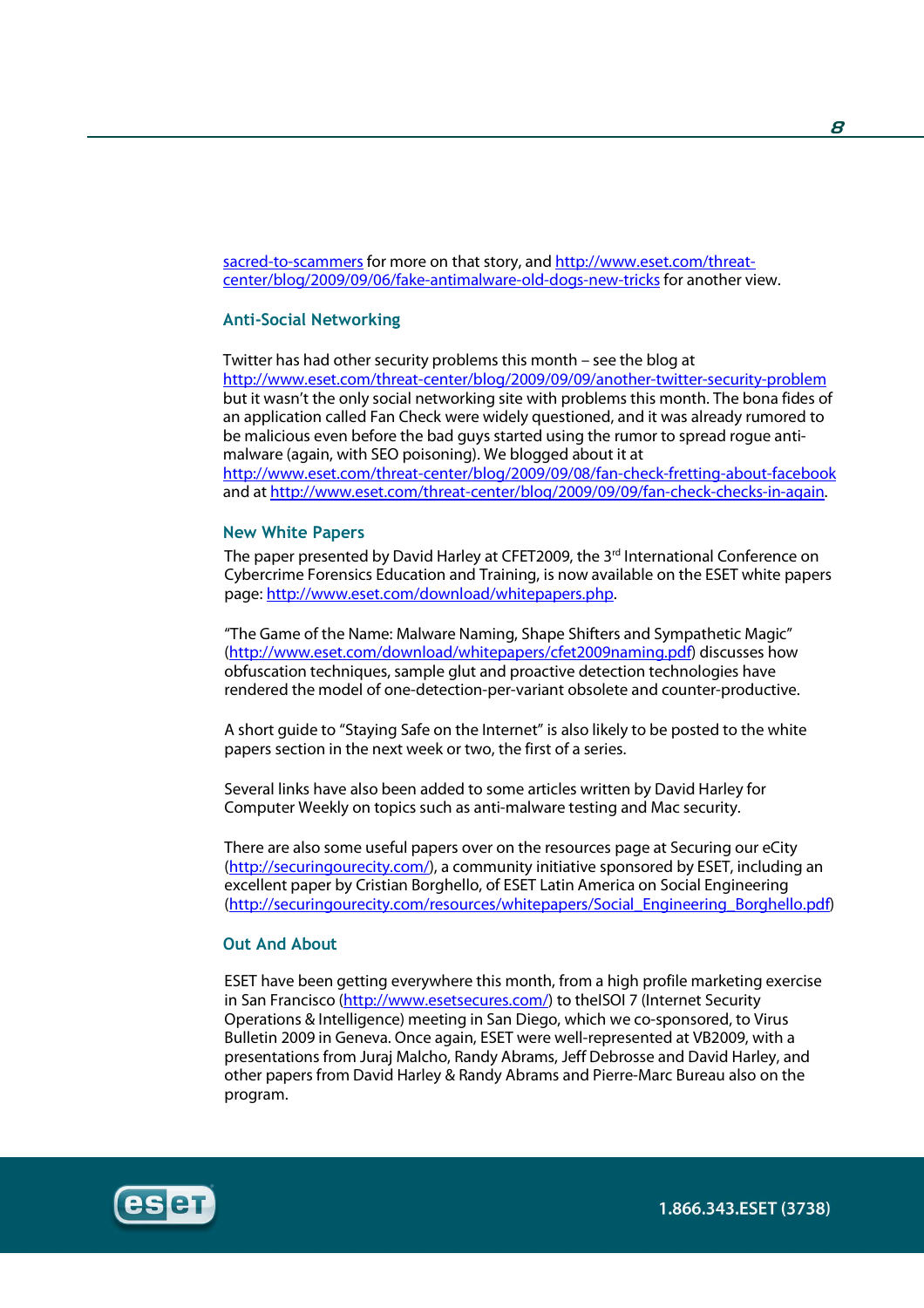sacred-to-scammers for more on that story, and http://www.eset.com/threat-center/blog/2009/09/06/fake-antimalware-old-dogs-new-tricks for another view.

### Anti-Social Networking

Twitter has had other security problems this month – see the blog at http://www.eset.com/threat-center/blog/2009/09/09/another-twitter-security-problem but it wasn't the only social networking site with problems this month. The bona fides of an application called Fan Check were widely questioned, and it was already rumored to be malicious even before the bad guys started using the rumor to spread rogue anti-malware (again, with SEO poisoning). We blogged about it at http://www.eset.com/threat-center/blog/2009/09/08/fan-check-fretting-about-facebook and at http://www.eset.com/threat-center/blog/2009/09/09/fan-check-checks-in-again.

### New White Papers

The paper presented by David Harley at CFET2009, the 3rd International Conference on Cybercrime Forensics Education and Training, is now available on the ESET white papers page: http://www.eset.com/download/whitepapers.php.

"The Game of the Name: Malware Naming, Shape Shifters and Sympathetic Magic" (http://www.eset.com/download/whitepapers/cfet2009naming.pdf) discusses how obfuscation techniques, sample glut and proactive detection technologies have rendered the model of one-detection-per-variant obsolete and counter-productive.

A short guide to "Staying Safe on the Internet" is also likely to be posted to the white papers section in the next week or two, the first of a series.

Several links have also been added to some articles written by David Harley for Computer Weekly on topics such as anti-malware testing and Mac security.

There are also some useful papers over on the resources page at Securing our eCity (http://securingourecity.com/), a community initiative sponsored by ESET, including an excellent paper by Cristian Borghello, of ESET Latin America on Social Engineering (http://securingourecity.com/resources/whitepapers/Social_Engineering_Borghello.pdf)

### Out And About

ESET have been getting everywhere this month, from a high profile marketing exercise in San Francisco (http://www.esetsecures.com/) to theISOI 7 (Internet Security Operations & Intelligence) meeting in San Diego, which we co-sponsored, to Virus Bulletin 2009 in Geneva. Once again, ESET were well-represented at VB2009, with a presentations from Juraj Malcho, Randy Abrams, Jeff Debrosse and David Harley, and other papers from David Harley & Randy Abrams and Pierre-Marc Bureau also on the program.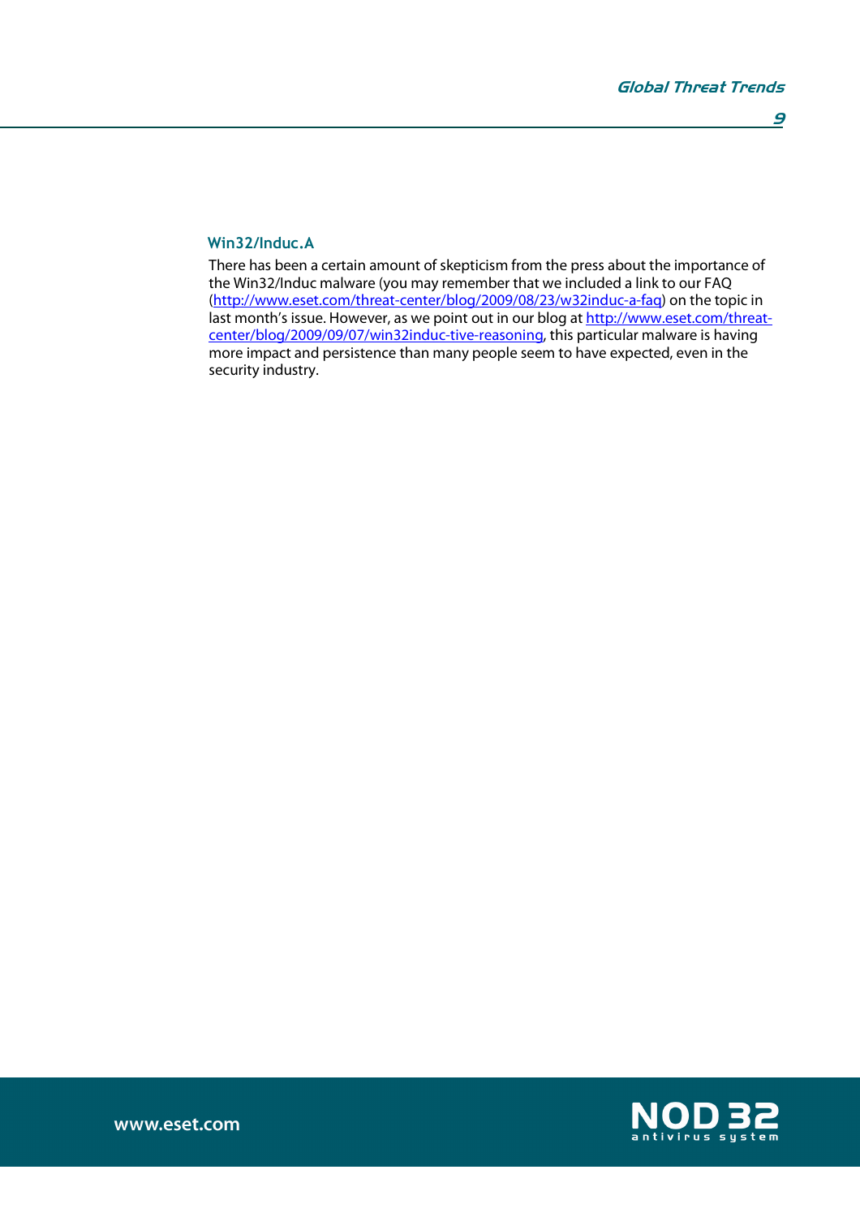### Win32/Induc.A

There has been a certain amount of skepticism from the press about the importance of the Win32/Induc malware (you may remember that we included a link to our FAQ (http://www.eset.com/threat-center/blog/2009/08/23/w32induc-a-faq) on the topic in last month's issue. However, as we point out in our blog at http://www.eset.com/threat-center/blog/2009/09/07/win32induc-tive-reasoning, this particular malware is having more impact and persistence than many people seem to have expected, even in the security industry.